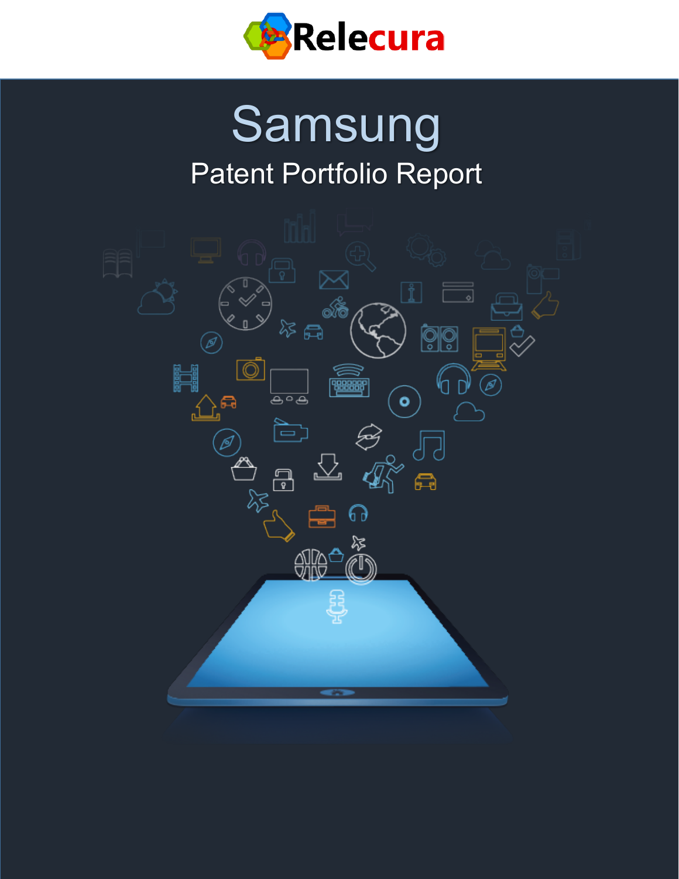Relecura

# Samsung

## Patent Portfolio Report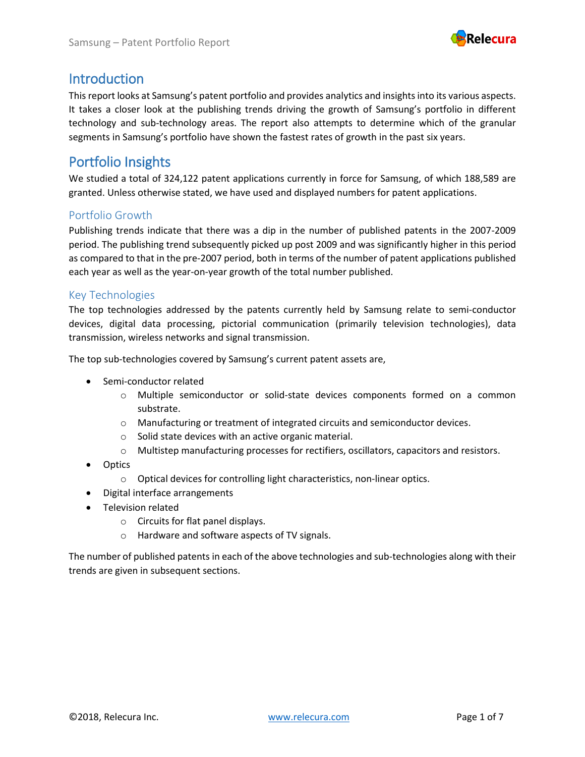# Introduction

This report looks at Samsung's patent portfolio and provides analytics and insights into its various aspects. It takes a closer look at the publishing trends driving the growth of Samsung's portfolio in different technology and sub-technology areas. The report also attempts to determine which of the granular segments in Samsung's portfolio have shown the fastest rates of growth in the past six years.

# Portfolio Insights

We studied a total of 324,122 patent applications currently in force for Samsung, of which 188,589 are granted. Unless otherwise stated, we have used and displayed numbers for patent applications.

## Portfolio Growth

Publishing trends indicate that there was a dip in the number of published patents in the 2007-2009 period. The publishing trend subsequently picked up post 2009 and was significantly higher in this period as compared to that in the pre-2007 period, both in terms of the number of patent applications published each year as well as the year-on-year growth of the total number published.

## Key Technologies

The top technologies addressed by the patents currently held by Samsung relate to semi-conductor devices, digital data processing, pictorial communication (primarily television technologies), data transmission, wireless networks and signal transmission.

The top sub-technologies covered by Samsung's current patent assets are,

- Semi-conductor related
  - Multiple semiconductor or solid-state devices components formed on a common substrate.
  - Manufacturing or treatment of integrated circuits and semiconductor devices.
  - Solid state devices with an active organic material.
  - Multistep manufacturing processes for rectifiers, oscillators, capacitors and resistors.
- Optics
  - Optical devices for controlling light characteristics, non-linear optics.
- Digital interface arrangements
- Television related
  - Circuits for flat panel displays.
  - Hardware and software aspects of TV signals.

The number of published patents in each of the above technologies and sub-technologies along with their trends are given in subsequent sections.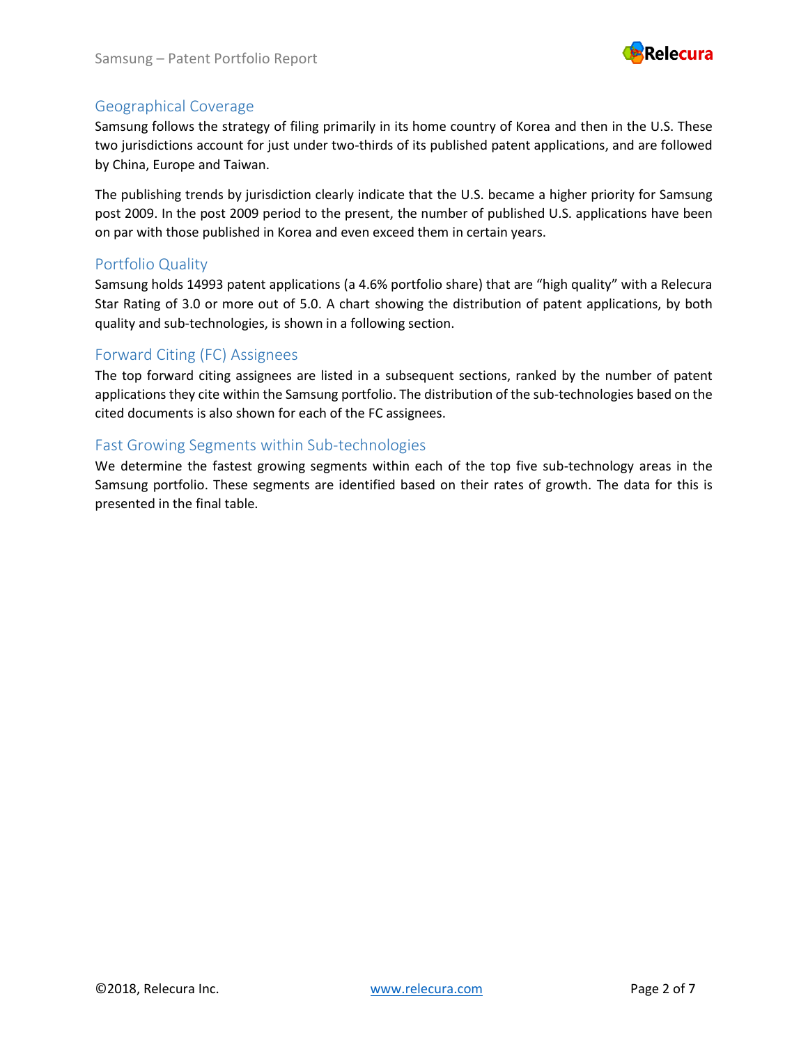## Geographical Coverage

Samsung follows the strategy of filing primarily in its home country of Korea and then in the U.S. These two jurisdictions account for just under two-thirds of its published patent applications, and are followed by China, Europe and Taiwan.

The publishing trends by jurisdiction clearly indicate that the U.S. became a higher priority for Samsung post 2009. In the post 2009 period to the present, the number of published U.S. applications have been on par with those published in Korea and even exceed them in certain years.

## Portfolio Quality

Samsung holds 14993 patent applications (a 4.6% portfolio share) that are "high quality" with a Relecura Star Rating of 3.0 or more out of 5.0. A chart showing the distribution of patent applications, by both quality and sub-technologies, is shown in a following section.

## Forward Citing (FC) Assignees

The top forward citing assignees are listed in a subsequent sections, ranked by the number of patent applications they cite within the Samsung portfolio. The distribution of the sub-technologies based on the cited documents is also shown for each of the FC assignees.

## Fast Growing Segments within Sub-technologies

We determine the fastest growing segments within each of the top five sub-technology areas in the Samsung portfolio. These segments are identified based on their rates of growth. The data for this is presented in the final table.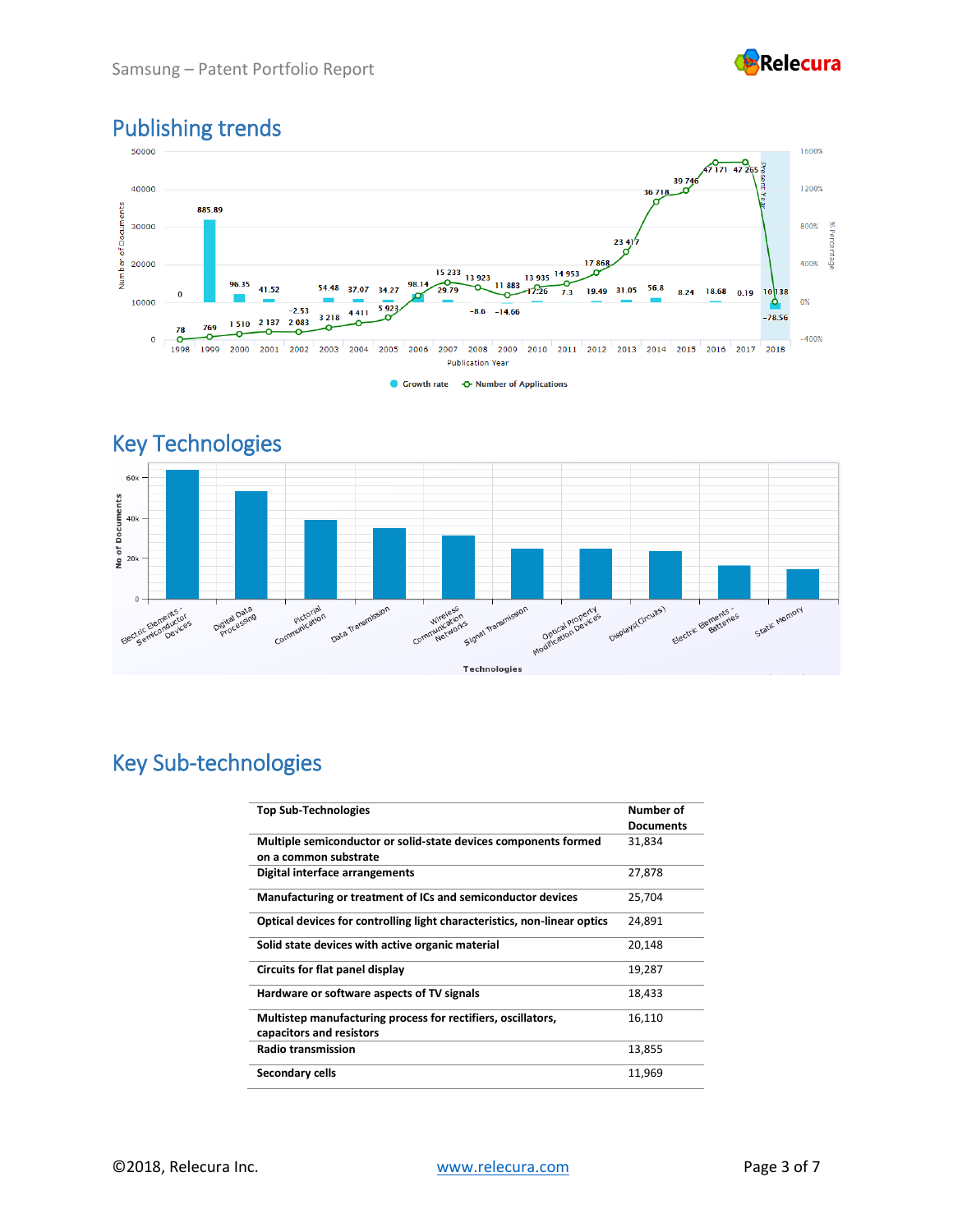## Publishing trends

## Key Technologies

## Key Sub-technologies

| Top Sub-Technologies | Number of Documents |
|---|---|
| Multiple semiconductor or solid-state devices components formed on a common substrate | 31,834 |
| Digital interface arrangements | 27,878 |
| Manufacturing or treatment of ICs and semiconductor devices | 25,704 |
| Optical devices for controlling light characteristics, non-linear optics | 24,891 |
| Solid state devices with active organic material | 20,148 |
| Circuits for flat panel display | 19,287 |
| Hardware or software aspects of TV signals | 18,433 |
| Multistep manufacturing process for rectifiers, oscillators, capacitors and resistors | 16,110 |
| Radio transmission | 13,855 |
| Secondary cells | 11,969 |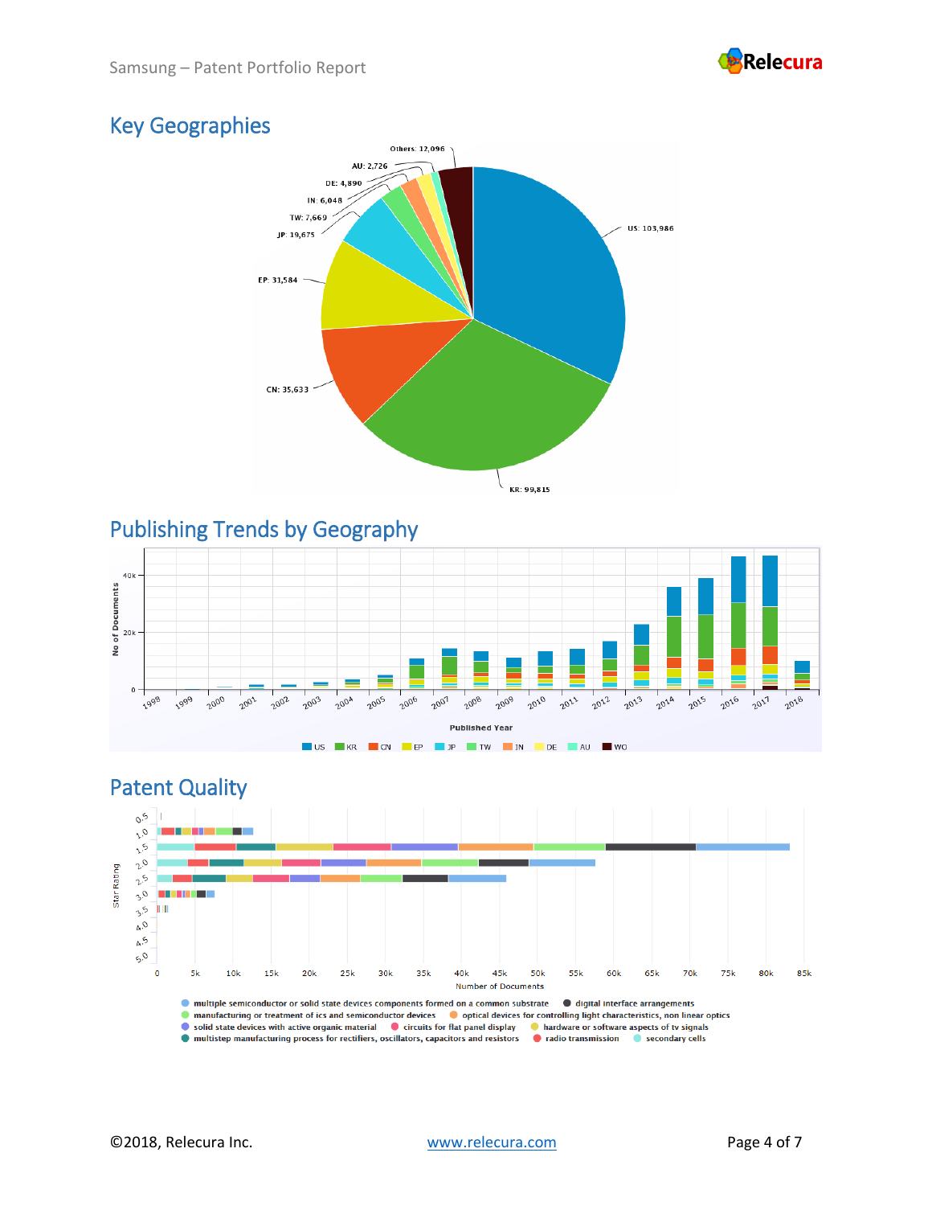## Key Geographies

Others: 12,096
AU: 2,726
DE: 4,890
IN: 6,048
TW: 7,669
JP: 19,675
EP: 31,584
CN: 35,633
KR: 99,815
US: 103,986

## Publishing Trends by Geography

No of Documents

Published Year

US KR CN EP JP TW IN DE AU WO

## Patent Quality

Star Rating

Number of Documents

- multiple semiconductor or solid state devices components formed on a common substrate
- digital interface arrangements
- manufacturing or treatment of ics and semiconductor devices
- optical devices for controlling light characteristics, non linear optics
- solid state devices with active organic material
- circuits for flat panel display
- hardware or software aspects of tv signals
- multistep manufacturing process for rectifiers, oscillators, capacitors and resistors
- radio transmission
- secondary cells

©2018, Relecura Inc. www.relecura.com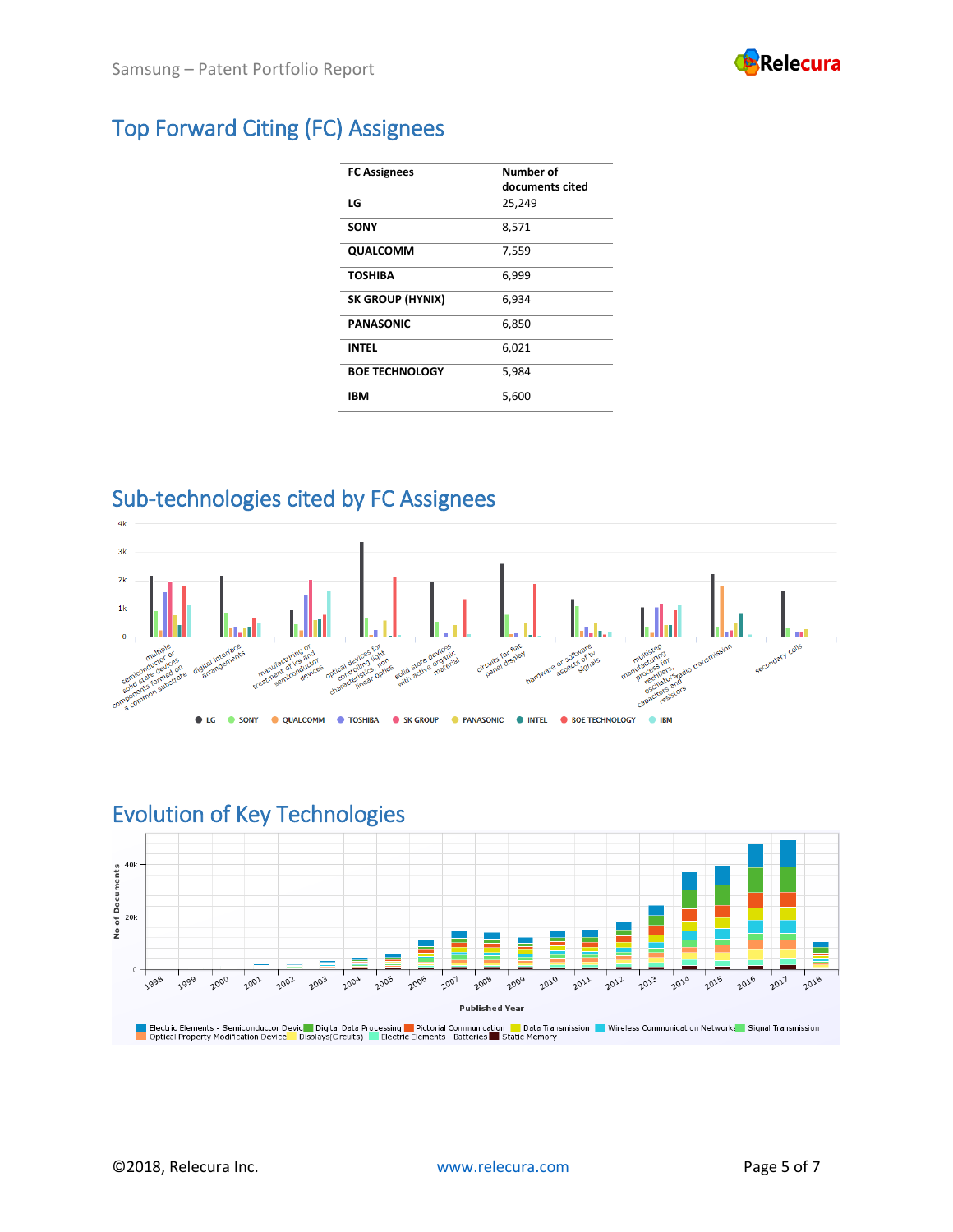## Top Forward Citing (FC) Assignees

| FC Assignees | Number of documents cited |
|---|---|
| LG | 25,249 |
| SONY | 8,571 |
| QUALCOMM | 7,559 |
| TOSHIBA | 6,999 |
| SK GROUP (HYNIX) | 6,934 |
| PANASONIC | 6,850 |
| INTEL | 6,021 |
| BOE TECHNOLOGY | 5,984 |
| IBM | 5,600 |

## Sub-technologies cited by FC Assignees

## Evolution of Key Technologies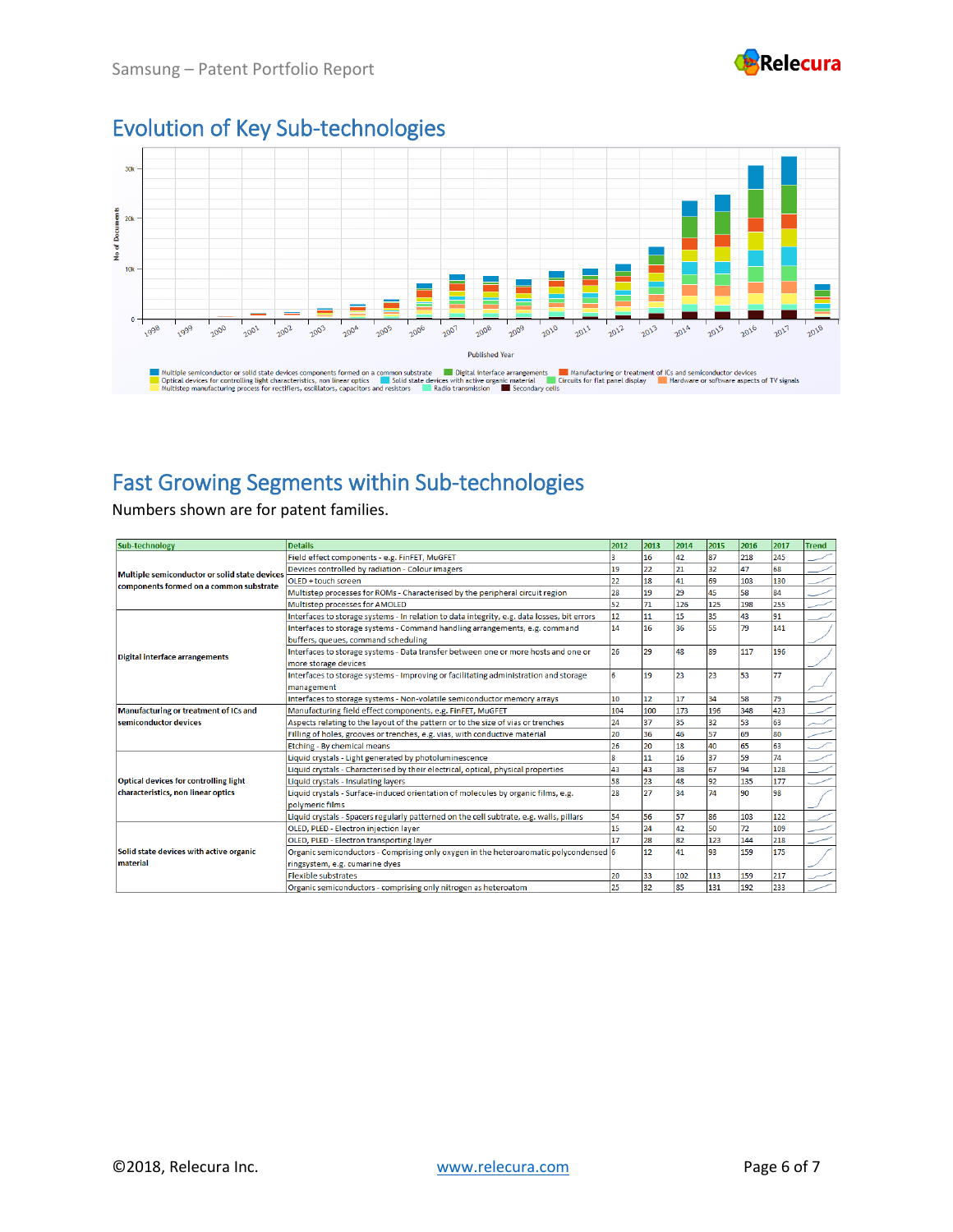## Evolution of Key Sub-technologies

## Fast Growing Segments within Sub-technologies

Numbers shown are for patent families.

| Sub-technology | Details | 2012 | 2013 | 2014 | 2015 | 2016 | 2017 | Trend |
|---|---|---|---|---|---|---|---|---|
| Multiple semiconductor or solid state devices components formed on a common substrate | Field effect components - e.g. FinFET, MuGFET | 3 | 16 | 42 | 87 | 218 | 245 | |
| | Devices controlled by radiation - Colour imagers | 19 | 22 | 21 | 32 | 47 | 68 | |
| | OLED + touch screen | 22 | 18 | 41 | 69 | 103 | 130 | |
| | Multistep processes for ROMs - Characterised by the peripheral circuit region | 28 | 19 | 29 | 45 | 58 | 84 | |
| | Multistep processes for AMOLED | 52 | 71 | 126 | 125 | 198 | 255 | |
| Digital interface arrangements | Interfaces to storage systems - In relation to data integrity, e.g. data losses, bit errors | 12 | 11 | 15 | 35 | 43 | 91 | |
| | Interfaces to storage systems - Command handling arrangements, e.g. command buffers, queues, command scheduling | 14 | 16 | 36 | 55 | 79 | 141 | |
| | Interfaces to storage systems - Data transfer between one or more hosts and one or more storage devices | 26 | 29 | 48 | 89 | 117 | 196 | |
| | Interfaces to storage systems - Improving or facilitating administration and storage management | 6 | 19 | 23 | 23 | 53 | 77 | |
| | Interfaces to storage systems - Non-volatile semiconductor memory arrays | 10 | 12 | 17 | 34 | 58 | 79 | |
| Manufacturing or treatment of ICs and semiconductor devices | Manufacturing field effect components, e.g. FinFET, MuGFET | 104 | 100 | 173 | 196 | 348 | 423 | |
| | Aspects relating to the layout of the pattern or to the size of vias or trenches | 24 | 37 | 35 | 32 | 53 | 63 | |
| | Filling of holes, grooves or trenches, e.g. vias, with conductive material | 20 | 36 | 46 | 57 | 69 | 80 | |
| | Etching - By chemical means | 26 | 20 | 18 | 40 | 65 | 63 | |
| Optical devices for controlling light characteristics, non linear optics | Liquid crystals - Light generated by photoluminescence | 8 | 11 | 16 | 37 | 59 | 74 | |
| | Liquid crystals - Characterised by their electrical, optical, physical properties | 43 | 43 | 38 | 67 | 94 | 128 | |
| | Liquid crystals - Insulating layers | 58 | 23 | 48 | 92 | 135 | 177 | |
| | Liquid crystals - Surface-induced orientation of molecules by organic films, e.g. polymeric films | 28 | 27 | 34 | 74 | 90 | 98 | |
| | Liquid crystals - Spacers regularly patterned on the cell subtrate, e.g. walls, pillars | 54 | 56 | 57 | 86 | 103 | 122 | |
| Solid state devices with active organic material | OLED, PLED - Electron injection layer | 15 | 24 | 42 | 50 | 72 | 109 | |
| | OLED, PLED - Electron transporting layer | 17 | 28 | 82 | 123 | 144 | 218 | |
| | Organic semiconductors - Comprising only oxygen in the heteroaromatic polycondensed ringsystem, e.g. cumarine dyes | 6 | 12 | 41 | 93 | 159 | 175 | |
| | Flexible substrates | 20 | 33 | 102 | 113 | 159 | 217 | |
| | Organic semiconductors - comprising only nitrogen as heteroatom | 25 | 32 | 85 | 131 | 192 | 233 | |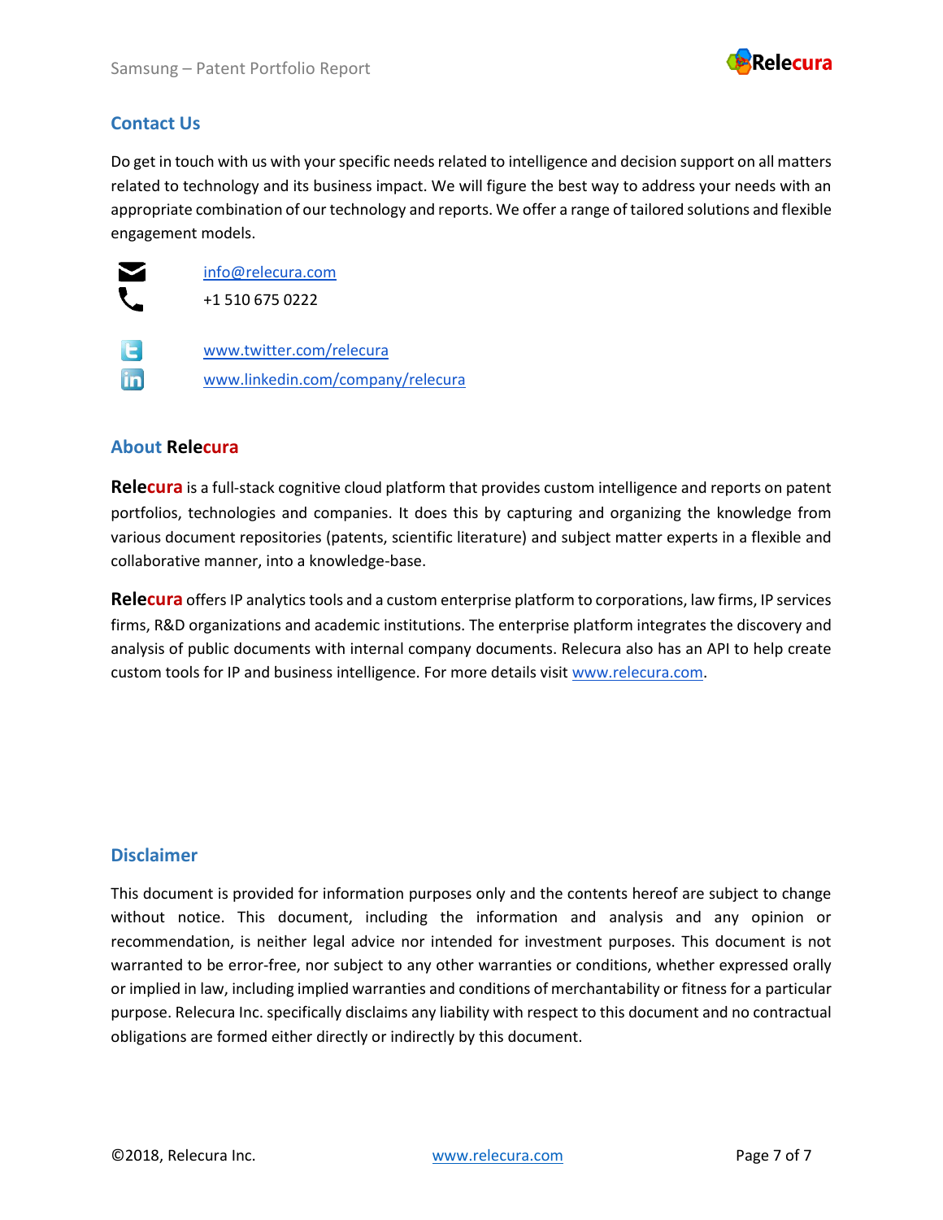## Contact Us

Do get in touch with us with your specific needs related to intelligence and decision support on all matters related to technology and its business impact. We will figure the best way to address your needs with an appropriate combination of our technology and reports. We offer a range of tailored solutions and flexible engagement models.

info@relecura.com

+1 510 675 0222

www.twitter.com/relecura

www.linkedin.com/company/relecura

## About Relecura

**Relecura** is a full-stack cognitive cloud platform that provides custom intelligence and reports on patent portfolios, technologies and companies. It does this by capturing and organizing the knowledge from various document repositories (patents, scientific literature) and subject matter experts in a flexible and collaborative manner, into a knowledge-base.

**Relecura** offers IP analytics tools and a custom enterprise platform to corporations, law firms, IP services firms, R&D organizations and academic institutions. The enterprise platform integrates the discovery and analysis of public documents with internal company documents. Relecura also has an API to help create custom tools for IP and business intelligence. For more details visit www.relecura.com.

## Disclaimer

This document is provided for information purposes only and the contents hereof are subject to change without notice. This document, including the information and analysis and any opinion or recommendation, is neither legal advice nor intended for investment purposes. This document is not warranted to be error-free, nor subject to any other warranties or conditions, whether expressed orally or implied in law, including implied warranties and conditions of merchantability or fitness for a particular purpose. Relecura Inc. specifically disclaims any liability with respect to this document and no contractual obligations are formed either directly or indirectly by this document.

©2018, Relecura Inc. www.relecura.com